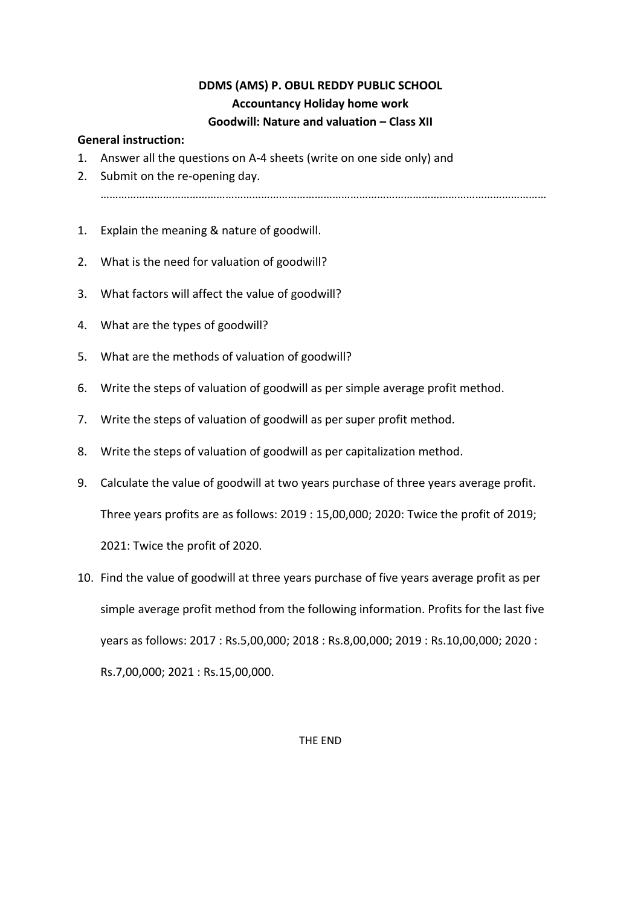**DDMS (AMS) P. OBUL REDDY PUBLIC SCHOOL**

**Accountancy Holiday home work**

**Goodwill: Nature and valuation – Class XII**

**General instruction:**

1. Answer all the questions on A-4 sheets (write on one side only) and
2. Submit on the re-opening day.

………………………………………………………………………………………………………………………………

1. Explain the meaning & nature of goodwill.
2. What is the need for valuation of goodwill?
3. What factors will affect the value of goodwill?
4. What are the types of goodwill?
5. What are the methods of valuation of goodwill?
6. Write the steps of valuation of goodwill as per simple average profit method.
7. Write the steps of valuation of goodwill as per super profit method.
8. Write the steps of valuation of goodwill as per capitalization method.
9. Calculate the value of goodwill at two years purchase of three years average profit. Three years profits are as follows: 2019 : 15,00,000; 2020: Twice the profit of 2019; 2021: Twice the profit of 2020.
10. Find the value of goodwill at three years purchase of five years average profit as per simple average profit method from the following information. Profits for the last five years as follows: 2017 : Rs.5,00,000; 2018 : Rs.8,00,000; 2019 : Rs.10,00,000; 2020 : Rs.7,00,000; 2021 : Rs.15,00,000.

THE END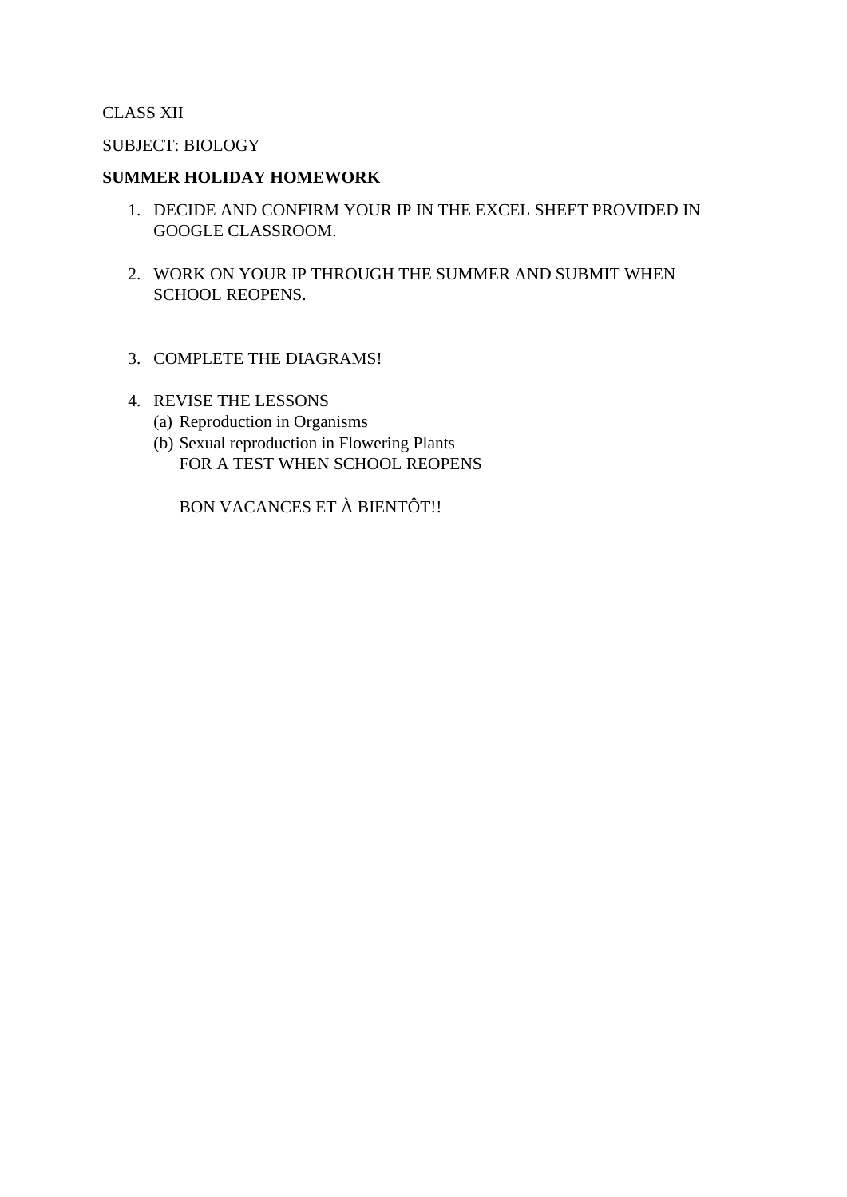CLASS XII

SUBJECT: BIOLOGY

**SUMMER HOLIDAY HOMEWORK**

1. DECIDE AND CONFIRM YOUR IP IN THE EXCEL SHEET PROVIDED IN GOOGLE CLASSROOM.

2. WORK ON YOUR IP THROUGH THE SUMMER AND SUBMIT WHEN SCHOOL REOPENS.

3. COMPLETE THE DIAGRAMS!

4. REVISE THE LESSONS
   (a) Reproduction in Organisms
   (b) Sexual reproduction in Flowering Plants
   FOR A TEST WHEN SCHOOL REOPENS

   BON VACANCES ET À BIENTÔT!!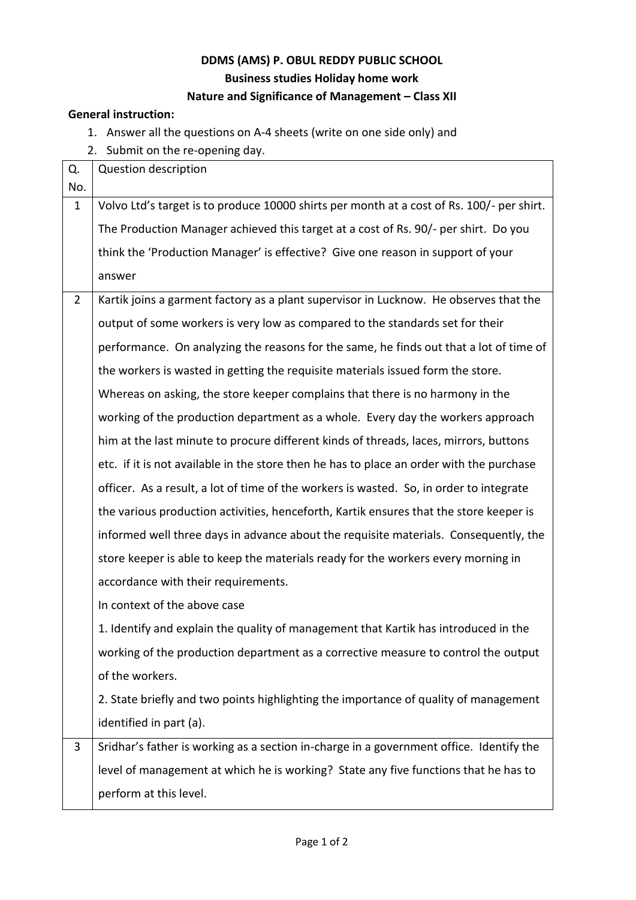**DDMS (AMS) P. OBUL REDDY PUBLIC SCHOOL**

**Business studies Holiday home work**

**Nature and Significance of Management – Class XII**

**General instruction:**

1. Answer all the questions on A-4 sheets (write on one side only) and
2. Submit on the re-opening day.

| Q. No. | Question description |
|---|---|
| 1 | Volvo Ltd's target is to produce 10000 shirts per month at a cost of Rs. 100/- per shirt. The Production Manager achieved this target at a cost of Rs. 90/- per shirt. Do you think the 'Production Manager' is effective? Give one reason in support of your answer |
| 2 | Kartik joins a garment factory as a plant supervisor in Lucknow. He observes that the output of some workers is very low as compared to the standards set for their performance. On analyzing the reasons for the same, he finds out that a lot of time of the workers is wasted in getting the requisite materials issued form the store. Whereas on asking, the store keeper complains that there is no harmony in the working of the production department as a whole. Every day the workers approach him at the last minute to procure different kinds of threads, laces, mirrors, buttons etc. if it is not available in the store then he has to place an order with the purchase officer. As a result, a lot of time of the workers is wasted. So, in order to integrate the various production activities, henceforth, Kartik ensures that the store keeper is informed well three days in advance about the requisite materials. Consequently, the store keeper is able to keep the materials ready for the workers every morning in accordance with their requirements.<br>In context of the above case<br>1. Identify and explain the quality of management that Kartik has introduced in the working of the production department as a corrective measure to control the output of the workers.<br>2. State briefly and two points highlighting the importance of quality of management identified in part (a). |
| 3 | Sridhar's father is working as a section in-charge in a government office. Identify the level of management at which he is working? State any five functions that he has to perform at this level. |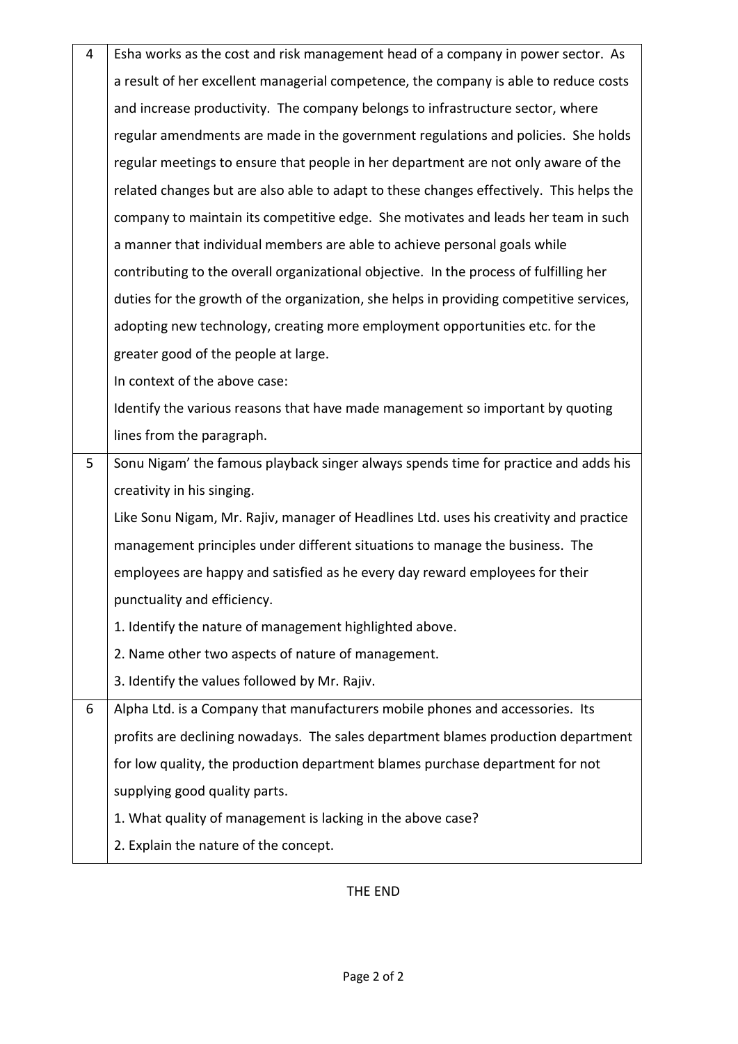| | |
|---|---|
| 4 | Esha works as the cost and risk management head of a company in power sector. As a result of her excellent managerial competence, the company is able to reduce costs and increase productivity. The company belongs to infrastructure sector, where regular amendments are made in the government regulations and policies. She holds regular meetings to ensure that people in her department are not only aware of the related changes but are also able to adapt to these changes effectively. This helps the company to maintain its competitive edge. She motivates and leads her team in such a manner that individual members are able to achieve personal goals while contributing to the overall organizational objective. In the process of fulfilling her duties for the growth of the organization, she helps in providing competitive services, adopting new technology, creating more employment opportunities etc. for the greater good of the people at large.<br>In context of the above case:<br>Identify the various reasons that have made management so important by quoting lines from the paragraph. |
| 5 | Sonu Nigam' the famous playback singer always spends time for practice and adds his creativity in his singing.<br>Like Sonu Nigam, Mr. Rajiv, manager of Headlines Ltd. uses his creativity and practice management principles under different situations to manage the business. The employees are happy and satisfied as he every day reward employees for their punctuality and efficiency.<br>1. Identify the nature of management highlighted above.<br>2. Name other two aspects of nature of management.<br>3. Identify the values followed by Mr. Rajiv. |
| 6 | Alpha Ltd. is a Company that manufacturers mobile phones and accessories. Its profits are declining nowadays. The sales department blames production department for low quality, the production department blames purchase department for not supplying good quality parts.<br>1. What quality of management is lacking in the above case?<br>2. Explain the nature of the concept. |

THE END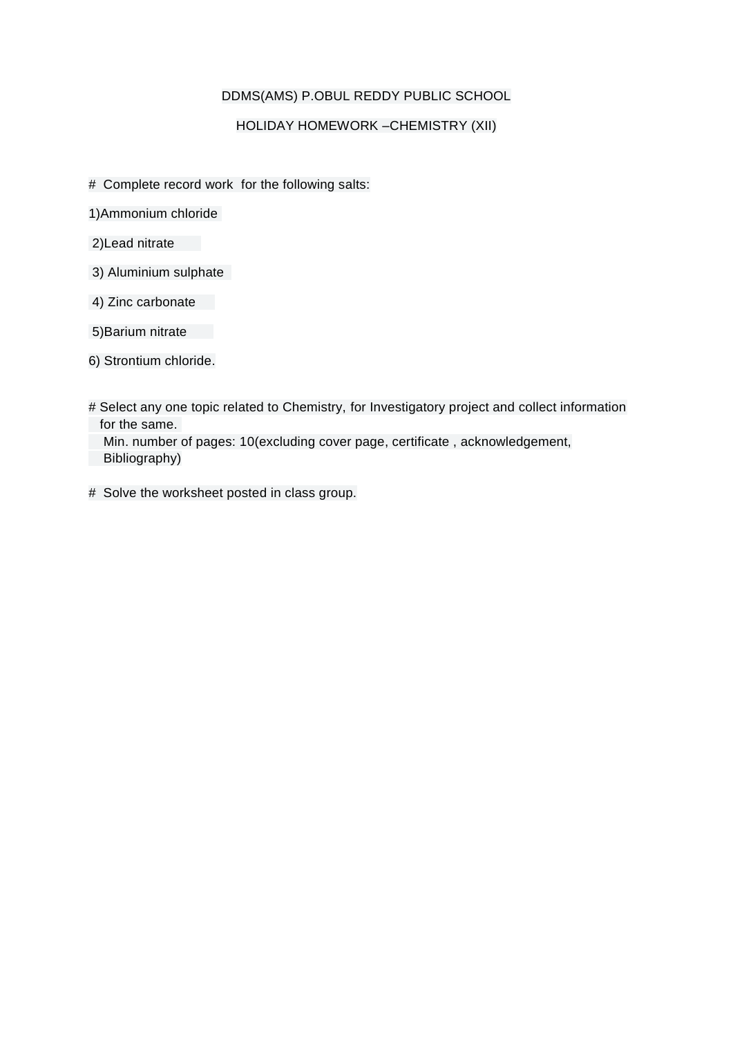DDMS(AMS) P.OBUL REDDY PUBLIC SCHOOL

HOLIDAY HOMEWORK –CHEMISTRY (XII)

# Complete record work for the following salts:

1)Ammonium chloride

2)Lead nitrate

3) Aluminium sulphate

4) Zinc carbonate

5)Barium nitrate

6) Strontium chloride.

# Select any one topic related to Chemistry, for Investigatory project and collect information for the same.
Min. number of pages: 10(excluding cover page, certificate , acknowledgement, Bibliography)

# Solve the worksheet posted in class group.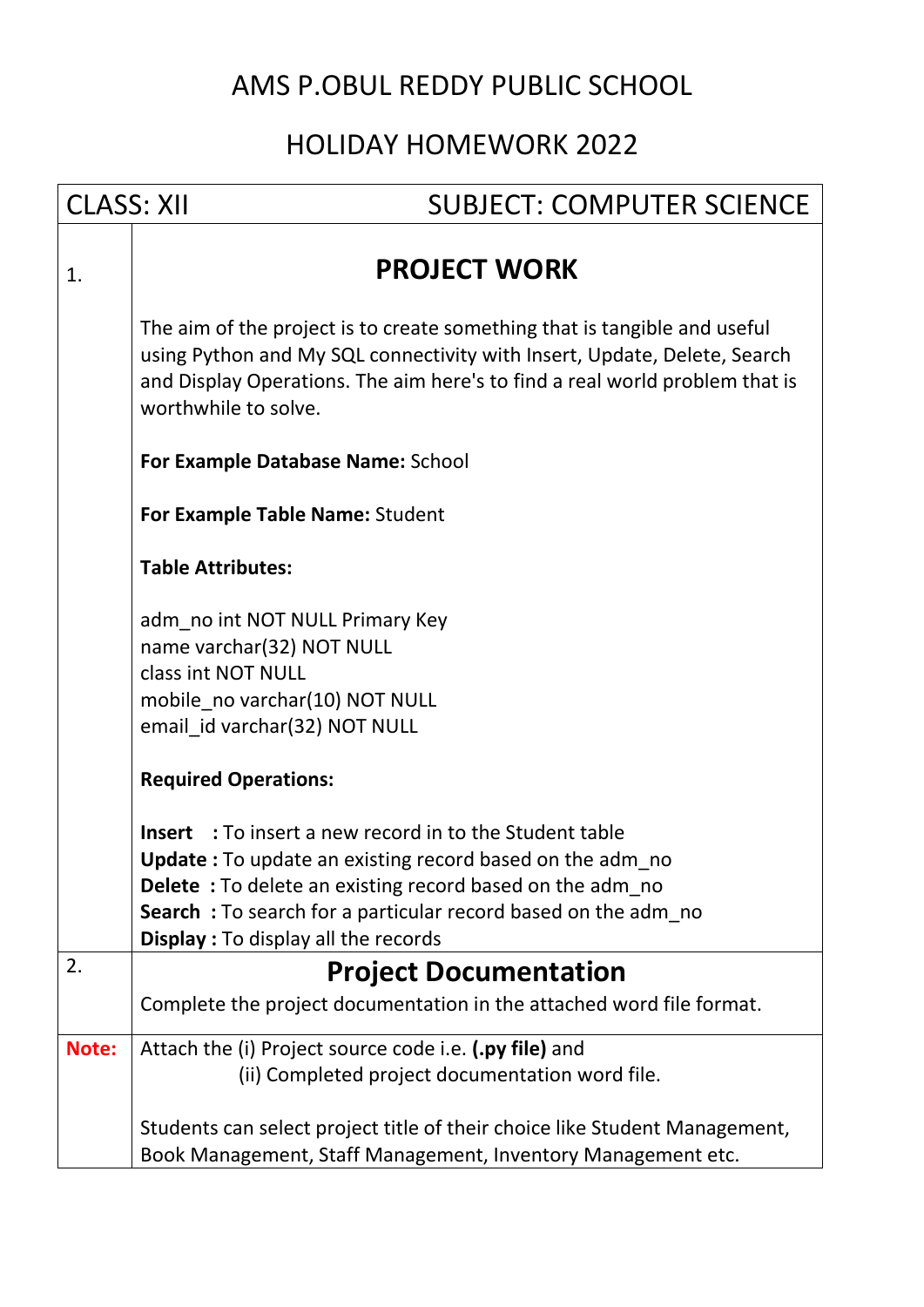# AMS P.OBUL REDDY PUBLIC SCHOOL

## HOLIDAY HOMEWORK 2022

| CLASS: XII | SUBJECT: COMPUTER SCIENCE |
|---|---|

**1.**

## PROJECT WORK

The aim of the project is to create something that is tangible and useful using Python and My SQL connectivity with Insert, Update, Delete, Search and Display Operations. The aim here's to find a real world problem that is worthwhile to solve.

**For Example Database Name:** School

**For Example Table Name:** Student

**Table Attributes:**

adm_no int NOT NULL Primary Key
name varchar(32) NOT NULL
class int NOT NULL
mobile_no varchar(10) NOT NULL
email_id varchar(32) NOT NULL

**Required Operations:**

**Insert :** To insert a new record in to the Student table
**Update :** To update an existing record based on the adm_no
**Delete :** To delete an existing record based on the adm_no
**Search :** To search for a particular record based on the adm_no
**Display :** To display all the records

**2.**

## Project Documentation

Complete the project documentation in the attached word file format.

**Note:** Attach the (i) Project source code i.e. **(.py file)** and
(ii) Completed project documentation word file.

Students can select project title of their choice like Student Management, Book Management, Staff Management, Inventory Management etc.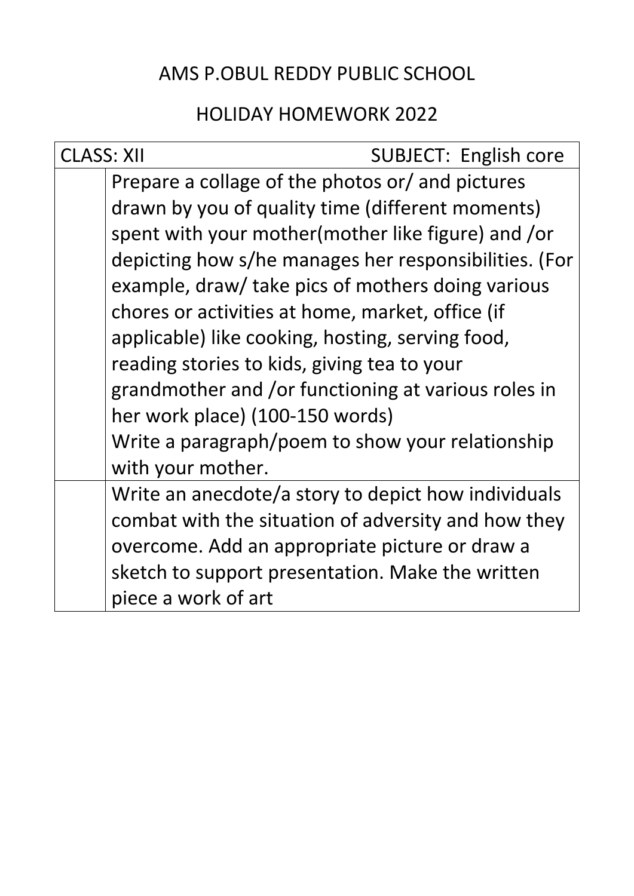AMS P.OBUL REDDY PUBLIC SCHOOL

HOLIDAY HOMEWORK 2022

| CLASS: XII | SUBJECT: English core |
| --- | --- |
| | Prepare a collage of the photos or/ and pictures drawn by you of quality time (different moments) spent with your mother(mother like figure) and /or depicting how s/he manages her responsibilities. (For example, draw/ take pics of mothers doing various chores or activities at home, market, office (if applicable) like cooking, hosting, serving food, reading stories to kids, giving tea to your grandmother and /or functioning at various roles in her work place) (100-150 words)<br>Write a paragraph/poem to show your relationship with your mother. |
| | Write an anecdote/a story to depict how individuals combat with the situation of adversity and how they overcome. Add an appropriate picture or draw a sketch to support presentation. Make the written piece a work of art |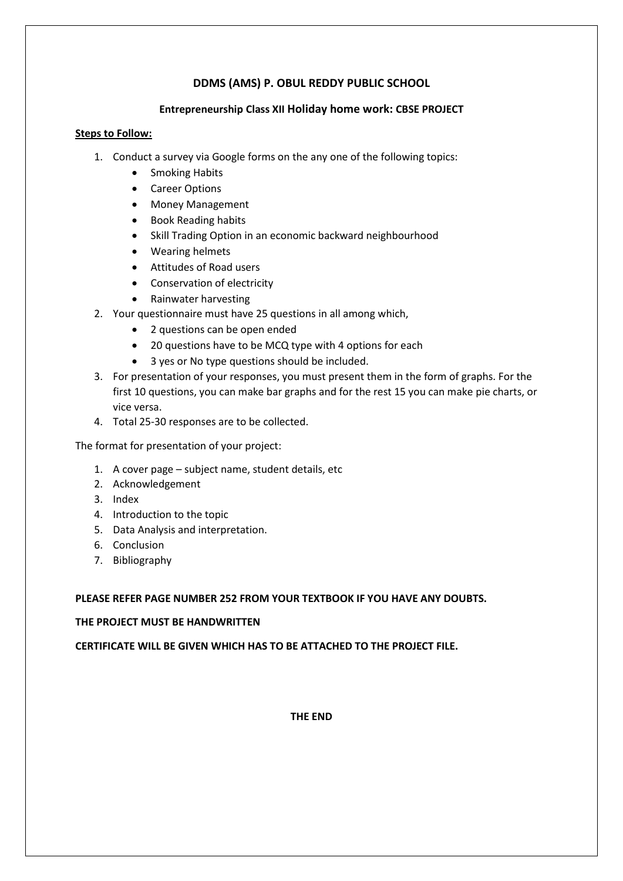# DDMS (AMS) P. OBUL REDDY PUBLIC SCHOOL

## Entrepreneurship Class XII Holiday home work: CBSE PROJECT

**Steps to Follow:**

1. Conduct a survey via Google forms on the any one of the following topics:
   - Smoking Habits
   - Career Options
   - Money Management
   - Book Reading habits
   - Skill Trading Option in an economic backward neighbourhood
   - Wearing helmets
   - Attitudes of Road users
   - Conservation of electricity
   - Rainwater harvesting
2. Your questionnaire must have 25 questions in all among which,
   - 2 questions can be open ended
   - 20 questions have to be MCQ type with 4 options for each
   - 3 yes or No type questions should be included.
3. For presentation of your responses, you must present them in the form of graphs. For the first 10 questions, you can make bar graphs and for the rest 15 you can make pie charts, or vice versa.
4. Total 25-30 responses are to be collected.

The format for presentation of your project:

1. A cover page – subject name, student details, etc
2. Acknowledgement
3. Index
4. Introduction to the topic
5. Data Analysis and interpretation.
6. Conclusion
7. Bibliography

**PLEASE REFER PAGE NUMBER 252 FROM YOUR TEXTBOOK IF YOU HAVE ANY DOUBTS.**

**THE PROJECT MUST BE HANDWRITTEN**

**CERTIFICATE WILL BE GIVEN WHICH HAS TO BE ATTACHED TO THE PROJECT FILE.**

**THE END**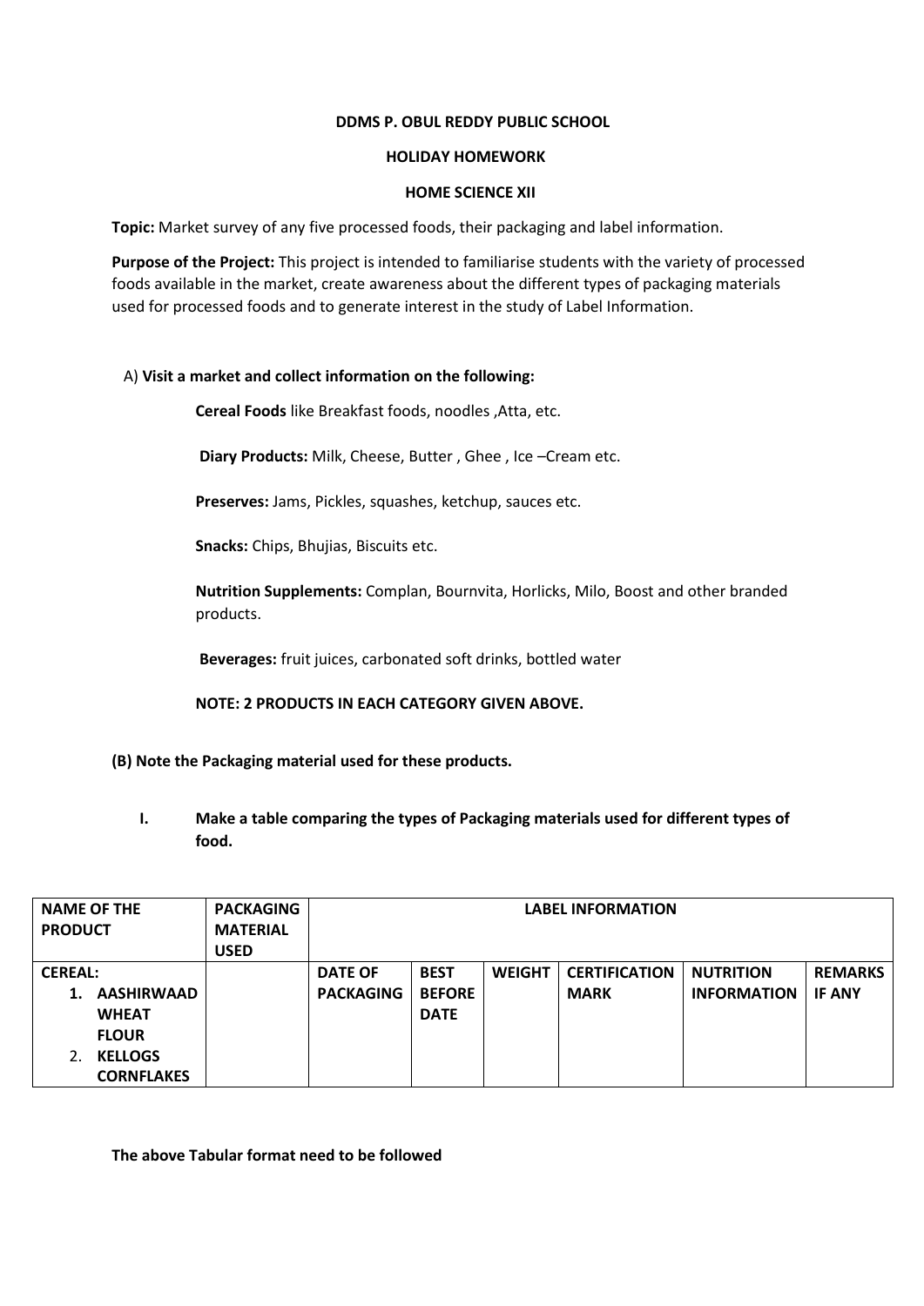**DDMS P. OBUL REDDY PUBLIC SCHOOL**

**HOLIDAY HOMEWORK**

**HOME SCIENCE XII**

**Topic:** Market survey of any five processed foods, their packaging and label information.

**Purpose of the Project:** This project is intended to familiarise students with the variety of processed foods available in the market, create awareness about the different types of packaging materials used for processed foods and to generate interest in the study of Label Information.

A) **Visit a market and collect information on the following:**

**Cereal Foods** like Breakfast foods, noodles ,Atta, etc.

**Diary Products:** Milk, Cheese, Butter , Ghee , Ice –Cream etc.

**Preserves:** Jams, Pickles, squashes, ketchup, sauces etc.

**Snacks:** Chips, Bhujias, Biscuits etc.

**Nutrition Supplements:** Complan, Bournvita, Horlicks, Milo, Boost and other branded products.

**Beverages:** fruit juices, carbonated soft drinks, bottled water

**NOTE: 2 PRODUCTS IN EACH CATEGORY GIVEN ABOVE.**

**(B) Note the Packaging material used for these products.**

I. **Make a table comparing the types of Packaging materials used for different types of food.**

| NAME OF THE PRODUCT | PACKAGING MATERIAL USED | LABEL INFORMATION | | | | | |
|---|---|---|---|---|---|---|---|
| **CEREAL:**<br>1. **AASHIRWAAD WHEAT FLOUR**<br>2. **KELLOGS CORNFLAKES** | | **DATE OF PACKAGING** | **BEST BEFORE DATE** | **WEIGHT** | **CERTIFICATION MARK** | **NUTRITION INFORMATION** | **REMARKS IF ANY** |

**The above Tabular format need to be followed**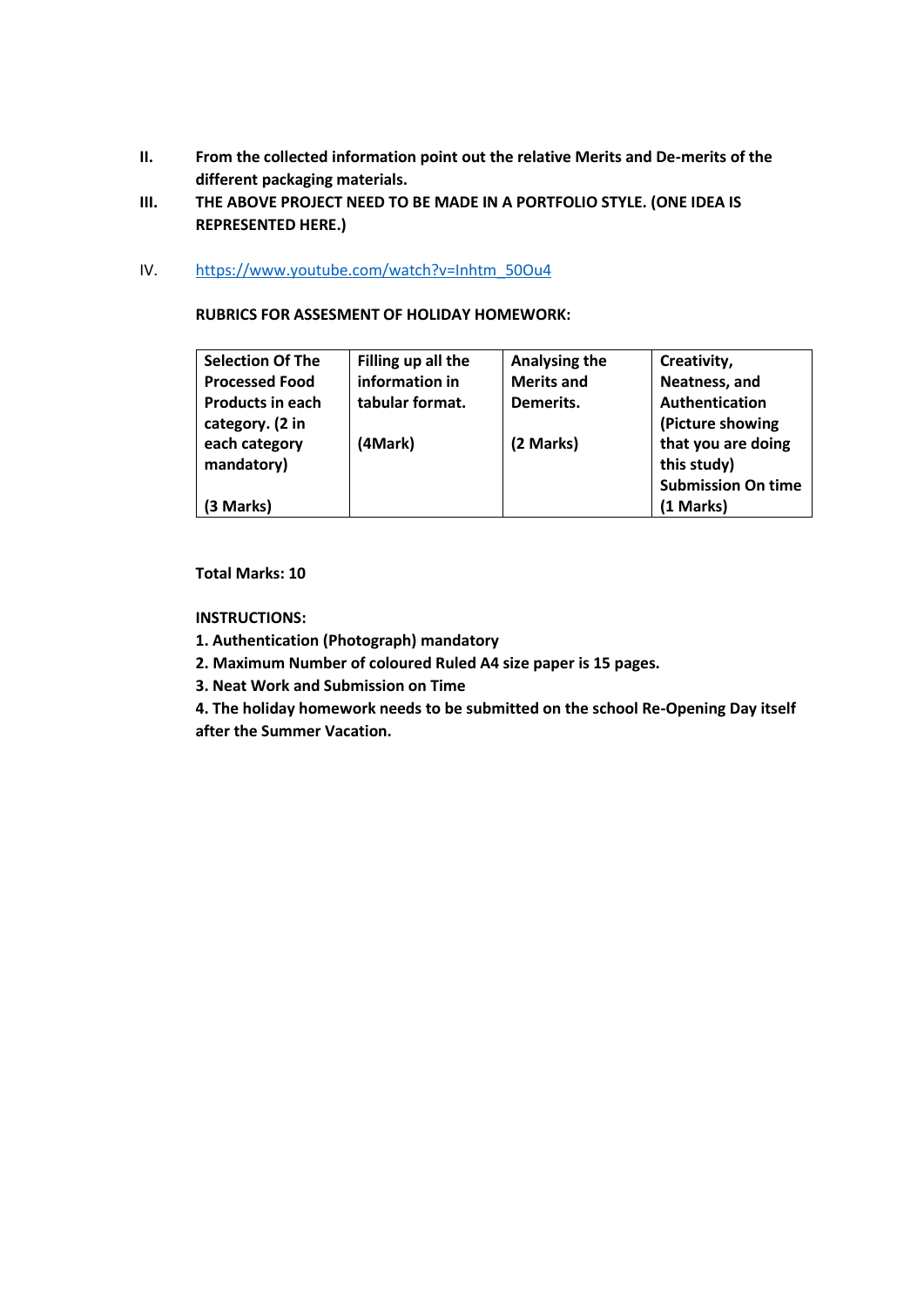II. **From the collected information point out the relative Merits and De-merits of the different packaging materials.**

III. **THE ABOVE PROJECT NEED TO BE MADE IN A PORTFOLIO STYLE. (ONE IDEA IS REPRESENTED HERE.)**

IV. https://www.youtube.com/watch?v=Inhtm_50Ou4

**RUBRICS FOR ASSESMENT OF HOLIDAY HOMEWORK:**

| Selection Of The Processed Food Products in each category. (2 in each category mandatory)<br><br>(3 Marks) | Filling up all the information in tabular format.<br><br>(4Mark) | Analysing the Merits and Demerits.<br><br>(2 Marks) | Creativity, Neatness, and Authentication (Picture showing that you are doing this study)<br>Submission On time<br>(1 Marks) |
|---|---|---|---|

**Total Marks: 10**

**INSTRUCTIONS:**

1. **Authentication (Photograph) mandatory**
2. **Maximum Number of coloured Ruled A4 size paper is 15 pages.**
3. **Neat Work and Submission on Time**
4. **The holiday homework needs to be submitted on the school Re-Opening Day itself after the Summer Vacation.**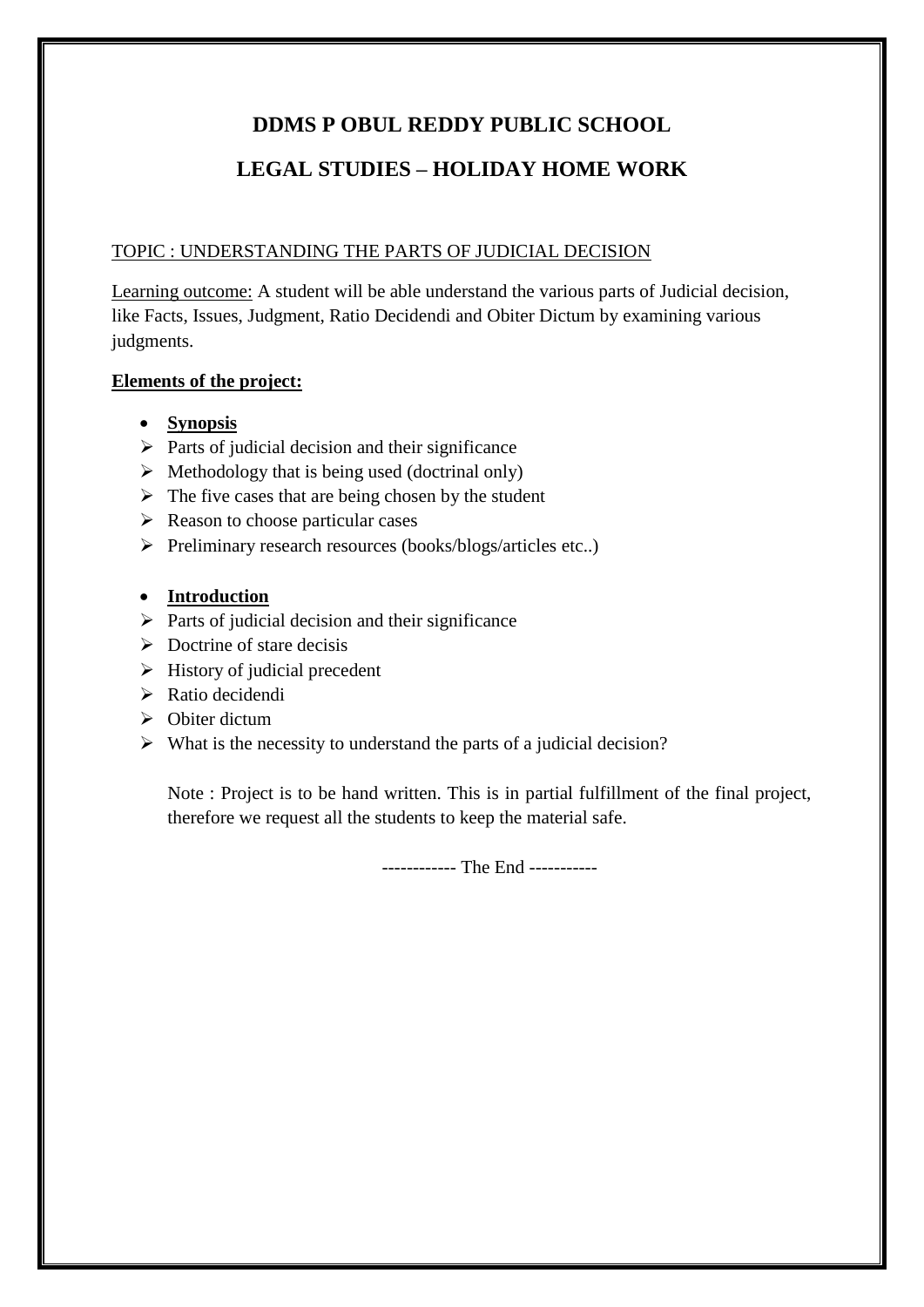# DDMS P OBUL REDDY PUBLIC SCHOOL

## LEGAL STUDIES – HOLIDAY HOME WORK

TOPIC : UNDERSTANDING THE PARTS OF JUDICIAL DECISION

Learning outcome: A student will be able understand the various parts of Judicial decision, like Facts, Issues, Judgment, Ratio Decidendi and Obiter Dictum by examining various judgments.

**Elements of the project:**

- **Synopsis**
  - Parts of judicial decision and their significance
  - Methodology that is being used (doctrinal only)
  - The five cases that are being chosen by the student
  - Reason to choose particular cases
  - Preliminary research resources (books/blogs/articles etc..)

- **Introduction**
  - Parts of judicial decision and their significance
  - Doctrine of stare decisis
  - History of judicial precedent
  - Ratio decidendi
  - Obiter dictum
  - What is the necessity to understand the parts of a judicial decision?

Note : Project is to be hand written. This is in partial fulfillment of the final project, therefore we request all the students to keep the material safe.

------------ The End -----------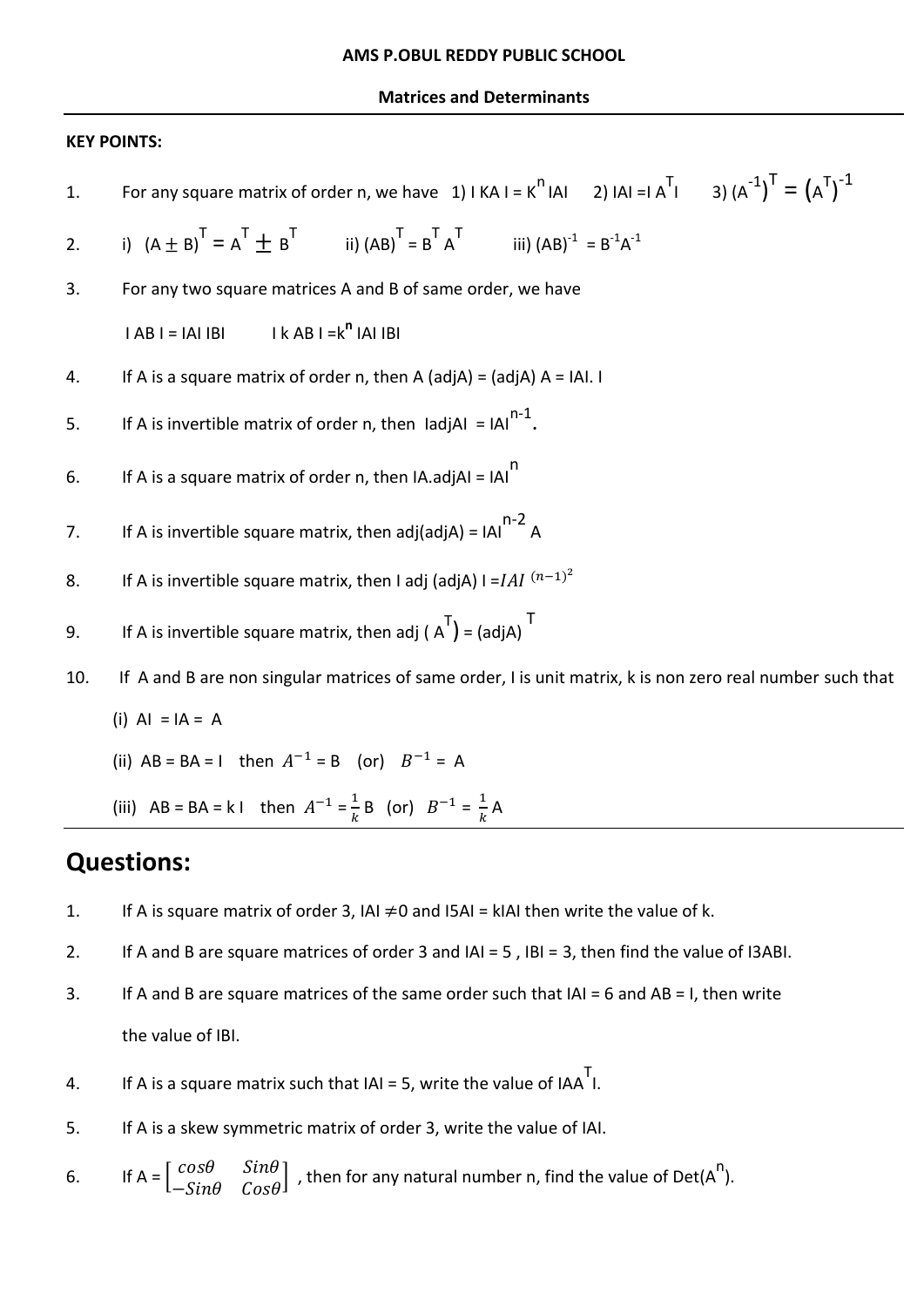**AMS P.OBUL REDDY PUBLIC SCHOOL**

**Matrices and Determinants**

---

**KEY POINTS:**

1. For any square matrix of order n, we have 1) $|KA| = K^n |A|$ 2) $|A| = |A^T|$ 3) $(A^{-1})^T = (A^T)^{-1}$

2. i) $(A \pm B)^T = A^T \pm B^T$ ii) $(AB)^T = B^T A^T$ iii) $(AB)^{-1} = B^{-1}A^{-1}$

3. For any two square matrices A and B of same order, we have

   $|AB| = |A||B|$ $|kAB| = k^n |A||B|$

4. If A is a square matrix of order n, then $A(\text{adj}A) = (\text{adj}A)A = |A|.I$

5. If A is invertible matrix of order n, then $|\text{adj}A| = |A|^{n-1}$.

6. If A is a square matrix of order n, then $|A.\text{adj}A| = |A|^n$

7. If A is invertible square matrix, then $\text{adj}(\text{adj}A) = |A|^{n-2} A$

8. If A is invertible square matrix, then $|\text{adj}(\text{adj}A)| = |A|^{(n-1)^2}$

9. If A is invertible square matrix, then $\text{adj}(A^T) = (\text{adj}A)^T$

10. If A and B are non singular matrices of same order, I is unit matrix, k is non zero real number such that

    (i) $AI = IA = A$

    (ii) $AB = BA = I$ then $A^{-1} = B$ (or) $B^{-1} = A$

    (iii) $AB = BA = kI$ then $A^{-1} = \frac{1}{k}B$ (or) $B^{-1} = \frac{1}{k}A$

---

# Questions:

1. If A is square matrix of order 3, $|A| \neq 0$ and $|5A| = k|A|$ then write the value of k.

2. If A and B are square matrices of order 3 and $|A| = 5$, $|B| = 3$, then find the value of $|3AB|$.

3. If A and B are square matrices of the same order such that $|A| = 6$ and $AB = I$, then write the value of $|B|$.

4. If A is a square matrix such that $|A| = 5$, write the value of $|AA^T|$.

5. If A is a skew symmetric matrix of order 3, write the value of $|A|$.

6. If $A = \begin{bmatrix} \cos\theta & \sin\theta \\ -\sin\theta & \cos\theta \end{bmatrix}$, then for any natural number n, find the value of $\text{Det}(A^n)$.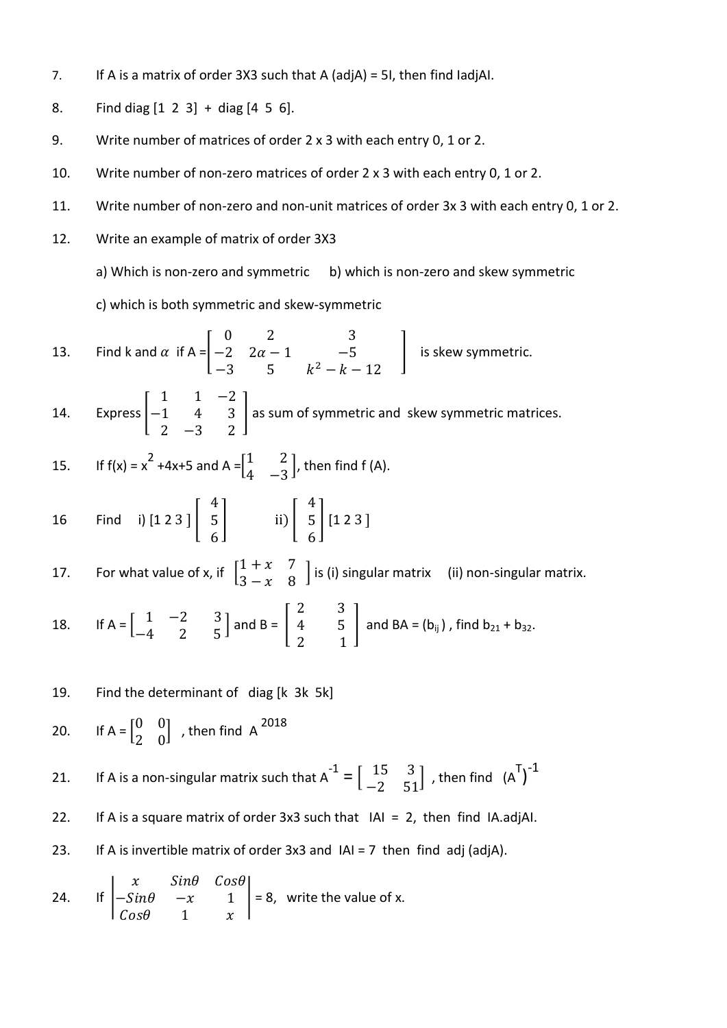7. If A is a matrix of order 3X3 such that A (adjA) = 5I, then find IadjAI.

8. Find diag [1 2 3] + diag [4 5 6].

9. Write number of matrices of order 2 x 3 with each entry 0, 1 or 2.

10. Write number of non-zero matrices of order 2 x 3 with each entry 0, 1 or 2.

11. Write number of non-zero and non-unit matrices of order 3x 3 with each entry 0, 1 or 2.

12. Write an example of matrix of order 3X3

    a) Which is non-zero and symmetric b) which is non-zero and skew symmetric

    c) which is both symmetric and skew-symmetric

13. Find k and $\alpha$ if A = $\begin{bmatrix} 0 & 2 & 3 \\ -2 & 2\alpha - 1 & -5 \\ -3 & 5 & k^2 - k - 12 \end{bmatrix}$ is skew symmetric.

14. Express $\begin{bmatrix} 1 & 1 & -2 \\ -1 & 4 & 3 \\ 2 & -3 & 2 \end{bmatrix}$ as sum of symmetric and skew symmetric matrices.

15. If f(x) = $x^2$ +4x+5 and A = $\begin{bmatrix} 1 & 2 \\ 4 & -3 \end{bmatrix}$, then find f (A).

16 Find i) $[1\ 2\ 3]\begin{bmatrix} 4 \\ 5 \\ 6 \end{bmatrix}$ ii) $\begin{bmatrix} 4 \\ 5 \\ 6 \end{bmatrix}[1\ 2\ 3]$

17. For what value of x, if $\begin{bmatrix} 1+x & 7 \\ 3-x & 8 \end{bmatrix}$ is (i) singular matrix (ii) non-singular matrix.

18. If A = $\begin{bmatrix} 1 & -2 & 3 \\ -4 & 2 & 5 \end{bmatrix}$ and B = $\begin{bmatrix} 2 & 3 \\ 4 & 5 \\ 2 & 1 \end{bmatrix}$ and BA = ($b_{ij}$) , find $b_{21} + b_{32}$.

19. Find the determinant of diag [k 3k 5k]

20. If A = $\begin{bmatrix} 0 & 0 \\ 2 & 0 \end{bmatrix}$ , then find $A^{2018}$

21. If A is a non-singular matrix such that $A^{-1} = \begin{bmatrix} 15 & 3 \\ -2 & 51 \end{bmatrix}$ , then find $(A^T)^{-1}$

22. If A is a square matrix of order 3x3 such that IAI = 2, then find IA.adjAI.

23. If A is invertible matrix of order 3x3 and IAI = 7 then find adj (adjA).

24. If $\begin{vmatrix} x & Sin\theta & Cos\theta \\ -Sin\theta & -x & 1 \\ Cos\theta & 1 & x \end{vmatrix}$ = 8, write the value of x.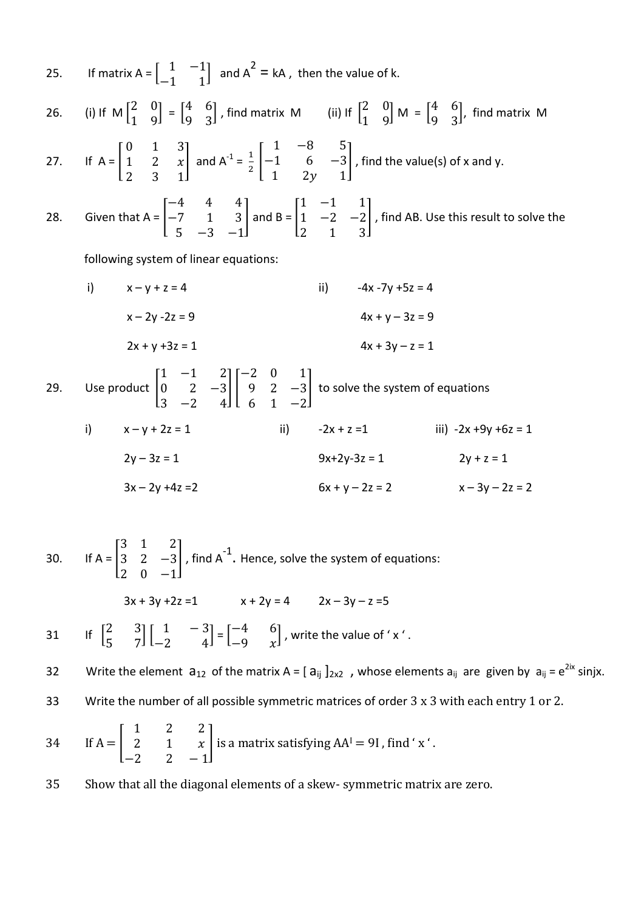25. If matrix A = $\begin{bmatrix} 1 & -1 \\ -1 & 1 \end{bmatrix}$ and $A^2$ = kA , then the value of k.

26. (i) If M $\begin{bmatrix} 2 & 0 \\ 1 & 9 \end{bmatrix}$ = $\begin{bmatrix} 4 & 6 \\ 9 & 3 \end{bmatrix}$ , find matrix M (ii) If $\begin{bmatrix} 2 & 0 \\ 1 & 9 \end{bmatrix}$ M = $\begin{bmatrix} 4 & 6 \\ 9 & 3 \end{bmatrix}$, find matrix M

27. If A = $\begin{bmatrix} 0 & 1 & 3 \\ 1 & 2 & x \\ 2 & 3 & 1 \end{bmatrix}$ and $A^{-1}$ = $\frac{1}{2}$ $\begin{bmatrix} 1 & -8 & 5 \\ -1 & 6 & -3 \\ 1 & 2y & 1 \end{bmatrix}$ , find the value(s) of x and y.

28. Given that A = $\begin{bmatrix} -4 & 4 & 4 \\ -7 & 1 & 3 \\ 5 & -3 & -1 \end{bmatrix}$ and B = $\begin{bmatrix} 1 & -1 & 1 \\ 1 & -2 & -2 \\ 2 & 1 & 3 \end{bmatrix}$ , find AB. Use this result to solve the following system of linear equations:

i) x – y + z = 4
x – 2y -2z = 9
2x + y +3z = 1

ii) -4x -7y +5z = 4
4x + y – 3z = 9
4x + 3y – z = 1

29. Use product $\begin{bmatrix} 1 & -1 & 2 \\ 0 & 2 & -3 \\ 3 & -2 & 4 \end{bmatrix}\begin{bmatrix} -2 & 0 & 1 \\ 9 & 2 & -3 \\ 6 & 1 & -2 \end{bmatrix}$ to solve the system of equations

i) x – y + 2z = 1
2y – 3z = 1
3x – 2y +4z =2

ii) -2x + z =1
9x+2y-3z = 1
6x + y – 2z = 2

iii) -2x +9y +6z = 1
2y + z = 1
x – 3y – 2z = 2

30. If A = $\begin{bmatrix} 3 & 1 & 2 \\ 3 & 2 & -3 \\ 2 & 0 & -1 \end{bmatrix}$ , find $A^{-1}$. Hence, solve the system of equations:

3x + 3y +2z =1 x + 2y = 4 2x – 3y – z =5

31 If $\begin{bmatrix} 2 & 3 \\ 5 & 7 \end{bmatrix}\begin{bmatrix} 1 & -3 \\ -2 & 4 \end{bmatrix}$ = $\begin{bmatrix} -4 & 6 \\ -9 & x \end{bmatrix}$ , write the value of ' x '.

32 Write the element $a_{12}$ of the matrix A = $[a_{ij}]_{2x2}$ , whose elements $a_{ij}$ are given by $a_{ij} = e^{2ix}$ sinjx.

33 Write the number of all possible symmetric matrices of order 3 x 3 with each entry 1 or 2.

34 If A = $\begin{bmatrix} 1 & 2 & 2 \\ 2 & 1 & x \\ -2 & 2 & -1 \end{bmatrix}$ is a matrix satisfying $AA^I = 9I$ , find ' x '.

35 Show that all the diagonal elements of a skew- symmetric matrix are zero.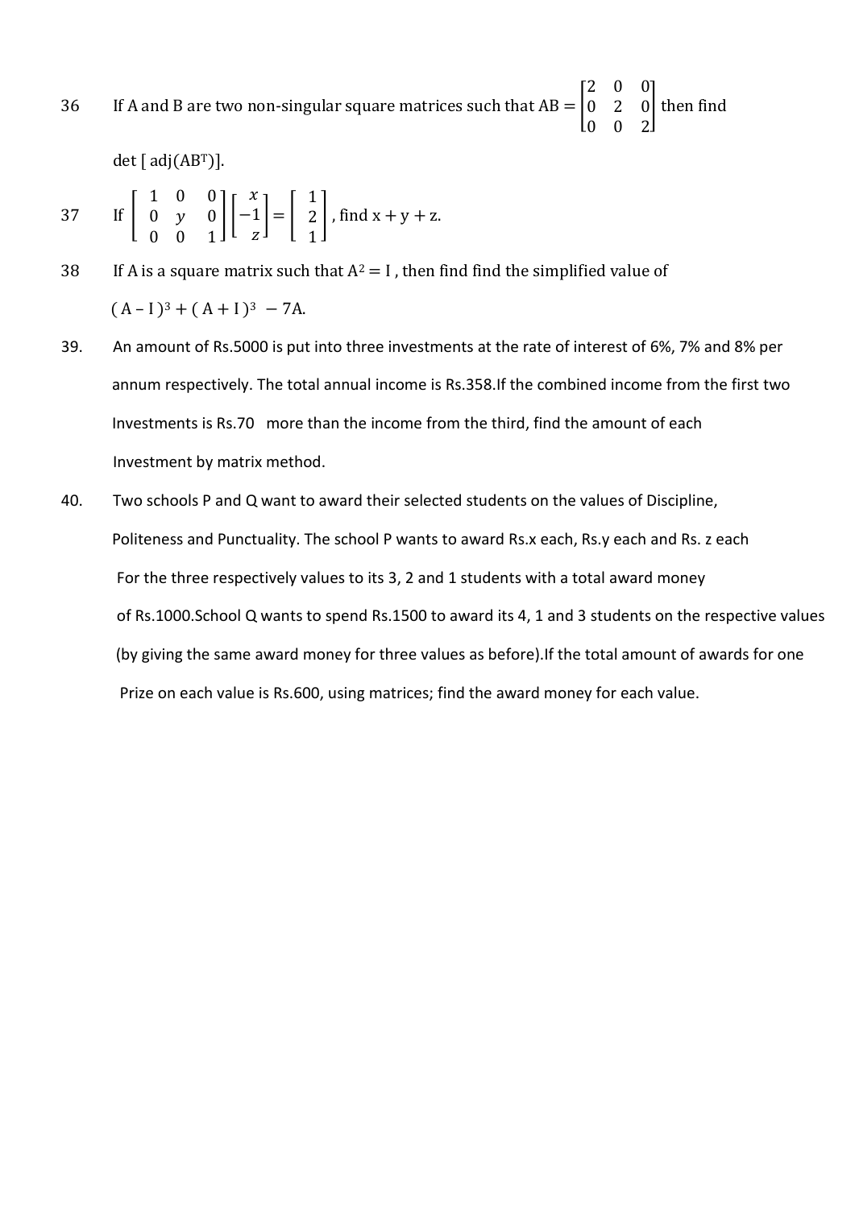36 If A and B are two non-singular square matrices such that $AB = \begin{bmatrix} 2 & 0 & 0 \\ 0 & 2 & 0 \\ 0 & 0 & 2 \end{bmatrix}$ then find

det [ $\text{adj}(AB^T)$].

37 If $\begin{bmatrix} 1 & 0 & 0 \\ 0 & y & 0 \\ 0 & 0 & 1 \end{bmatrix} \begin{bmatrix} x \\ -1 \\ z \end{bmatrix} = \begin{bmatrix} 1 \\ 2 \\ 1 \end{bmatrix}$, find $x + y + z$.

38 If A is a square matrix such that $A^2 = I$, then find find the simplified value of

$(A - I)^3 + (A + I)^3 - 7A$.

39. An amount of Rs.5000 is put into three investments at the rate of interest of 6%, 7% and 8% per annum respectively. The total annual income is Rs.358.If the combined income from the first two Investments is Rs.70 more than the income from the third, find the amount of each Investment by matrix method.

40. Two schools P and Q want to award their selected students on the values of Discipline, Politeness and Punctuality. The school P wants to award Rs.x each, Rs.y each and Rs. z each For the three respectively values to its 3, 2 and 1 students with a total award money of Rs.1000.School Q wants to spend Rs.1500 to award its 4, 1 and 3 students on the respective values (by giving the same award money for three values as before).If the total amount of awards for one Prize on each value is Rs.600, using matrices; find the award money for each value.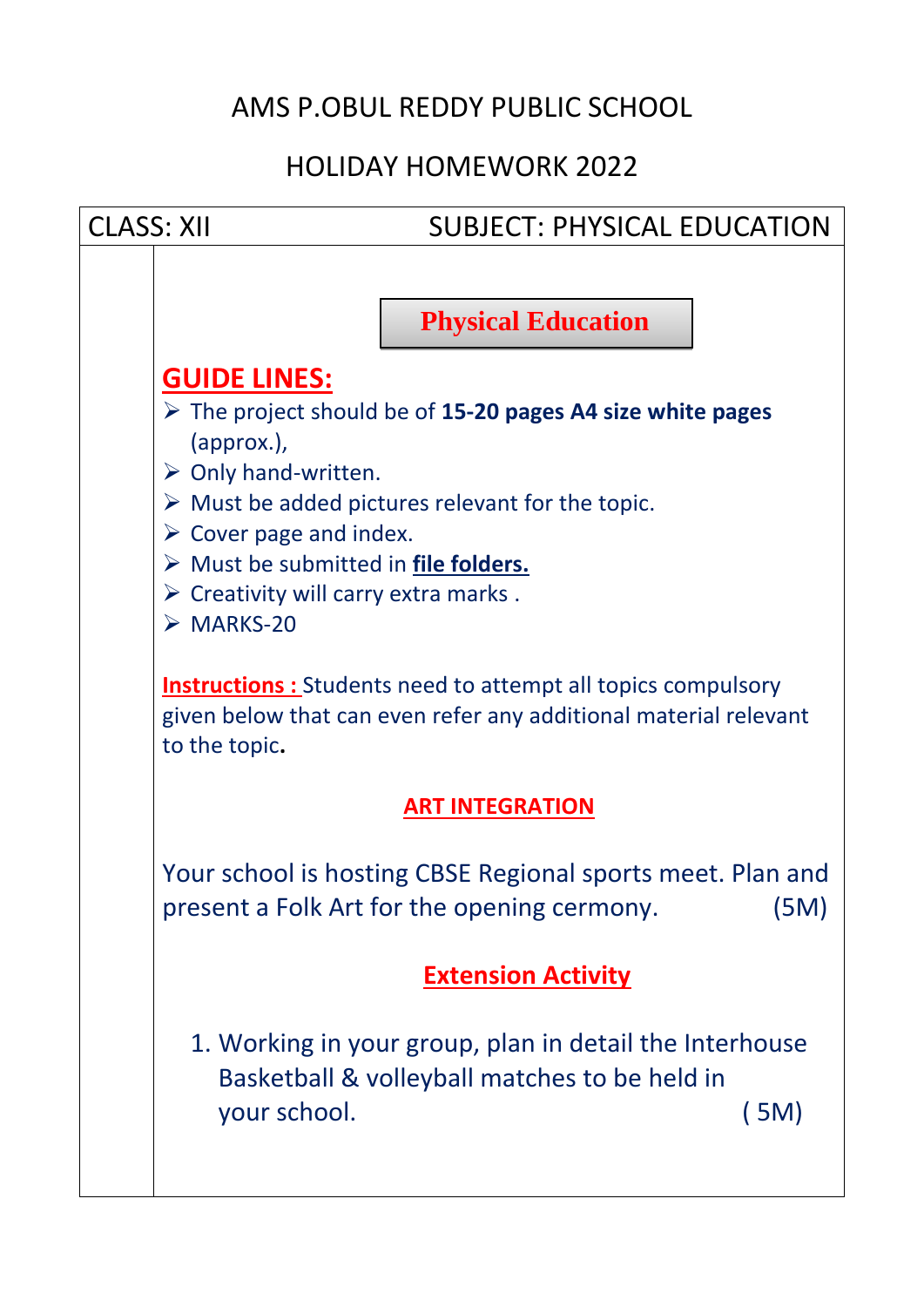# AMS P.OBUL REDDY PUBLIC SCHOOL

## HOLIDAY HOMEWORK 2022

| CLASS: XII | SUBJECT: PHYSICAL EDUCATION |
|---|---|

**Physical Education**

**GUIDE LINES:**

- The project should be of **15-20 pages A4 size white pages** (approx.),
- Only hand-written.
- Must be added pictures relevant for the topic.
- Cover page and index.
- Must be submitted in **file folders.**
- Creativity will carry extra marks .
- MARKS-20

**Instructions :** Students need to attempt all topics compulsory given below that can even refer any additional material relevant to the topic**.**

**ART INTEGRATION**

Your school is hosting CBSE Regional sports meet. Plan and present a Folk Art for the opening cermony. (5M)

**Extension Activity**

1. Working in your group, plan in detail the Interhouse Basketball & volleyball matches to be held in your school. ( 5M)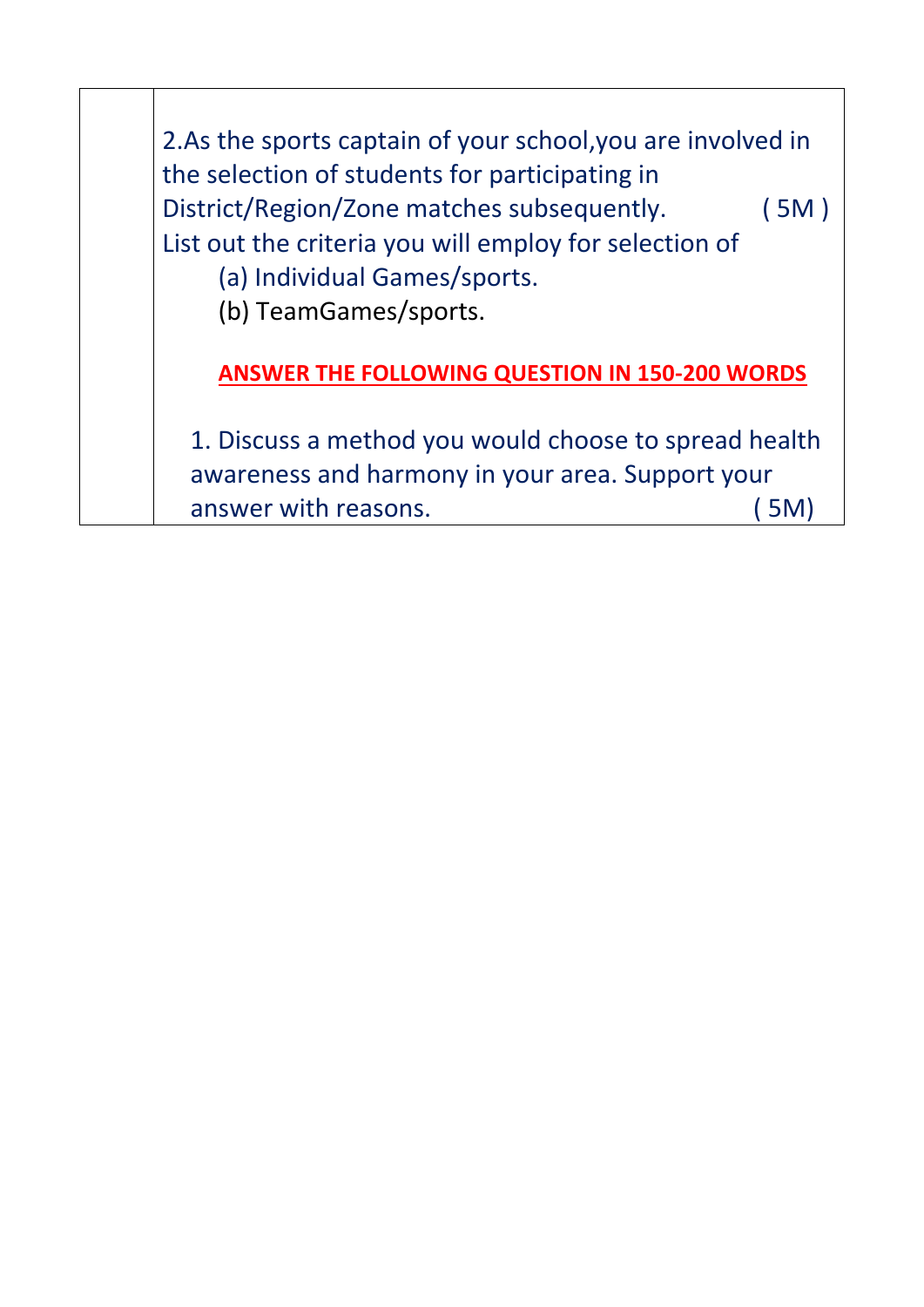2.As the sports captain of your school,you are involved in the selection of students for participating in District/Region/Zone matches subsequently. ( 5M )
List out the criteria you will employ for selection of

(a) Individual Games/sports.

(b) TeamGames/sports.

**ANSWER THE FOLLOWING QUESTION IN 150-200 WORDS**

1. Discuss a method you would choose to spread health awareness and harmony in your area. Support your answer with reasons. ( 5M)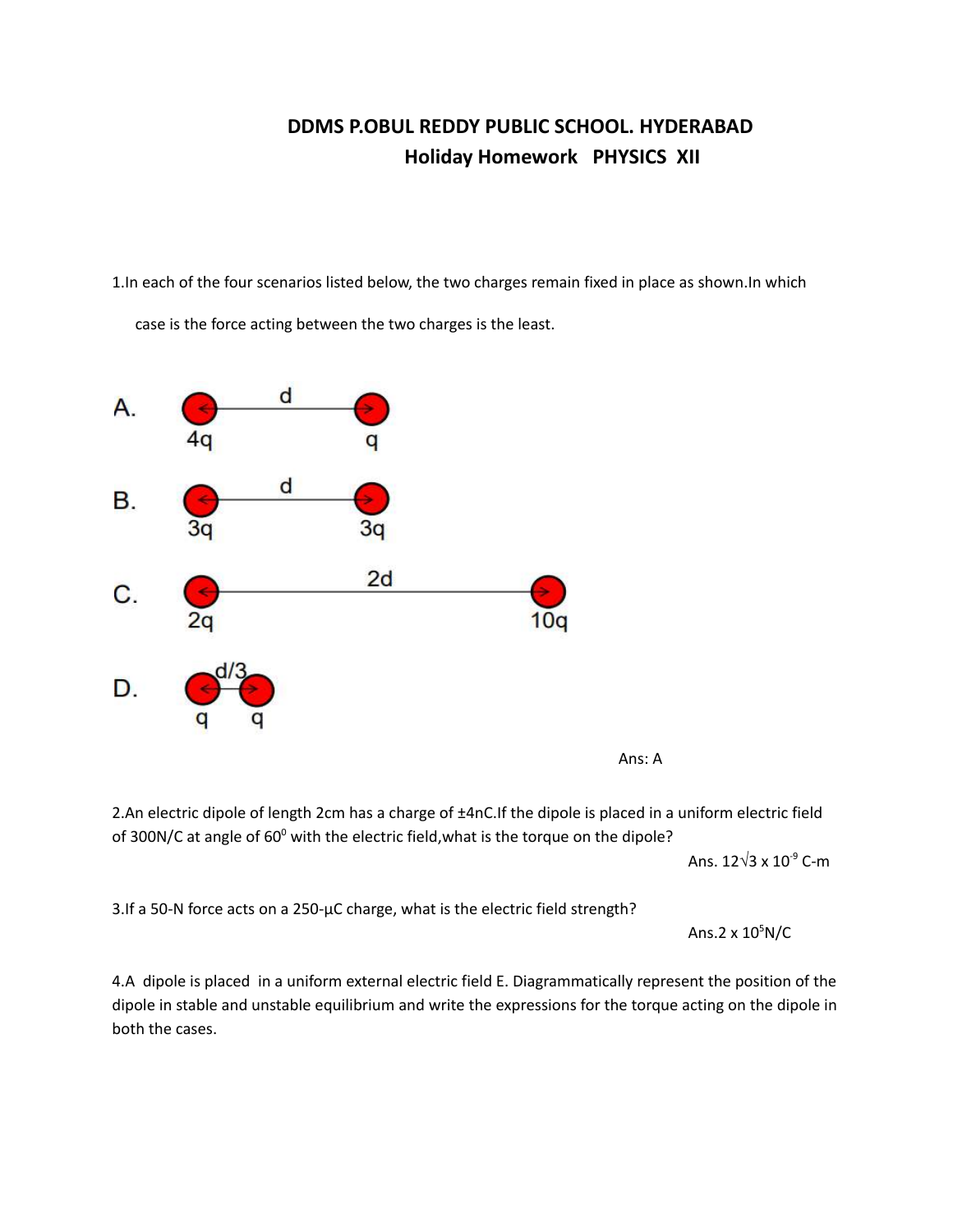# DDMS P.OBUL REDDY PUBLIC SCHOOL. HYDERABAD

## Holiday Homework PHYSICS XII

1.In each of the four scenarios listed below, the two charges remain fixed in place as shown.In which case is the force acting between the two charges is the least.

A. 4q —— d —— q

B. 3q —— d —— 3q

C. 2q —— 2d —— 10q

D. q — d/3 — q

Ans: A

2.An electric dipole of length 2cm has a charge of ±4nC.If the dipole is placed in a uniform electric field of 300N/C at angle of $60^0$ with the electric field,what is the torque on the dipole?

Ans. $12\sqrt{3} \times 10^{-9}$ C-m

3.If a 50-N force acts on a 250-μC charge, what is the electric field strength?

Ans.$2 \times 10^5$N/C

4.A dipole is placed in a uniform external electric field E. Diagrammatically represent the position of the dipole in stable and unstable equilibrium and write the expressions for the torque acting on the dipole in both the cases.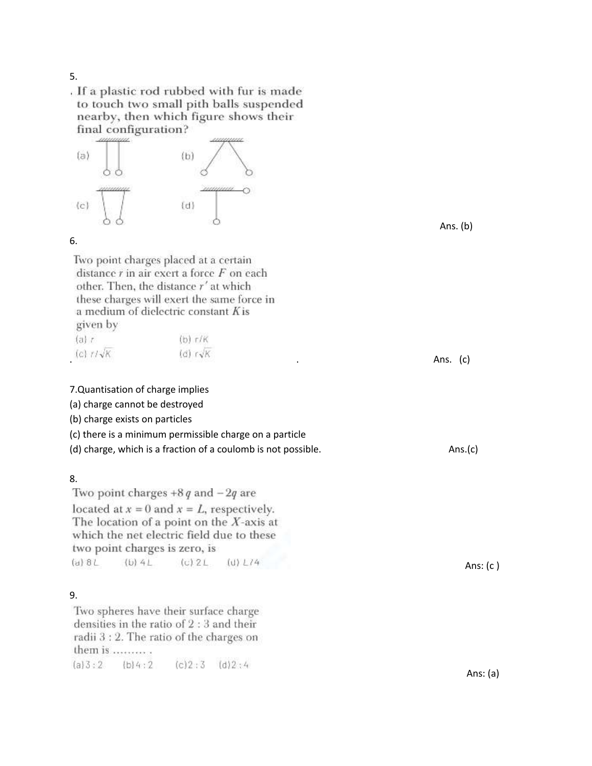5.

If a plastic rod rubbed with fur is made to touch two small pith balls suspended nearby, then which figure shows their final configuration?

(a) (b)

(c) (d)

Ans. (b)

6.

Two point charges placed at a certain distance $r$ in air exert a force $F$ on each other. Then, the distance $r'$ at which these charges will exert the same force in a medium of dielectric constant $K$ is given by

(a) $r$ (b) $r/K$

(c) $r/\sqrt{K}$ (d) $r\sqrt{K}$

Ans. (c)

7.Quantisation of charge implies

(a) charge cannot be destroyed

(b) charge exists on particles

(c) there is a minimum permissible charge on a particle

(d) charge, which is a fraction of a coulomb is not possible.

Ans.(c)

8.

Two point charges $+8q$ and $-2q$ are located at $x = 0$ and $x = L$, respectively. The location of a point on the $X$-axis at which the net electric field due to these two point charges is zero, is

(a) $8L$ (b) $4L$ (c) $2L$ (d) $L/4$

Ans: (c )

9.

Two spheres have their surface charge densities in the ratio of 2 : 3 and their radii 3 : 2. The ratio of the charges on them is ......... .

(a) 3 : 2 (b) 4 : 2 (c) 2 : 3 (d) 2 : 4

Ans: (a)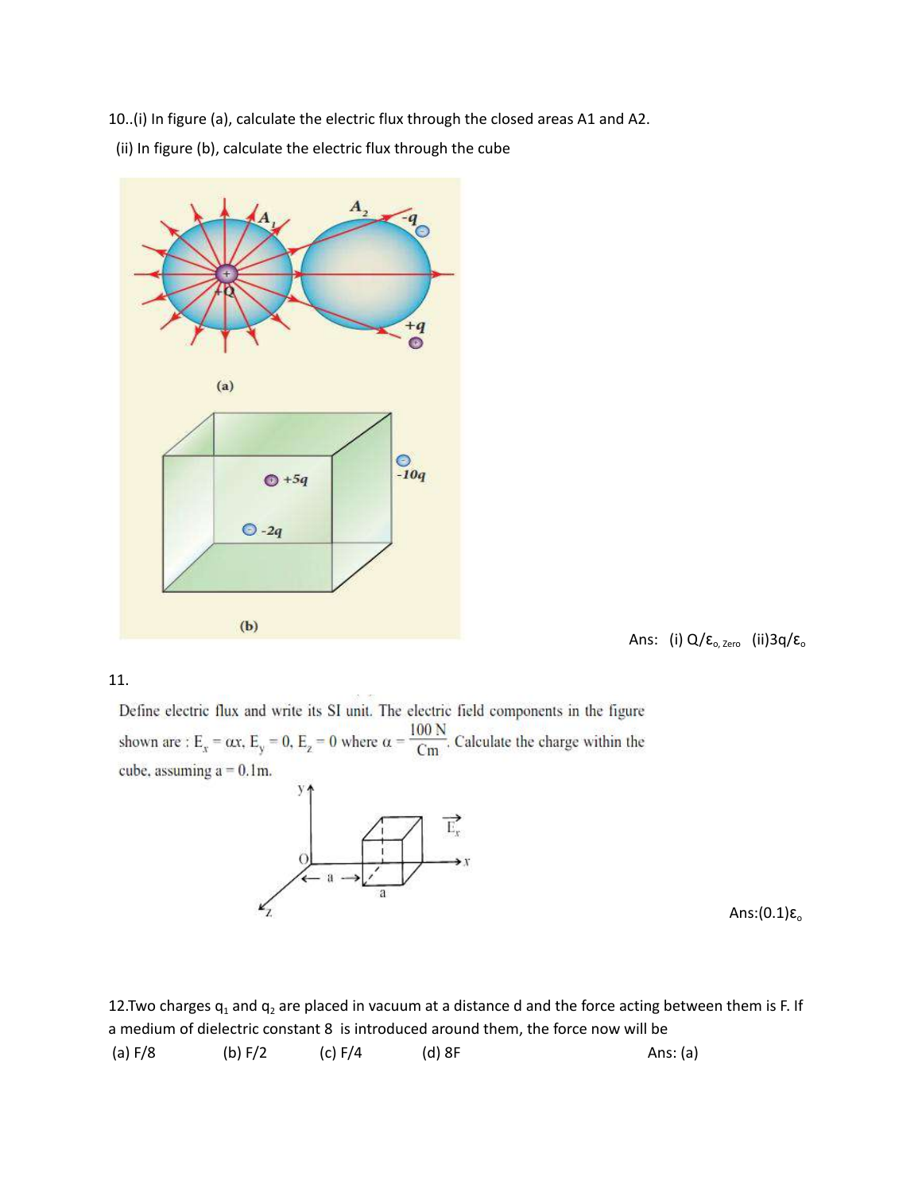10..(i) In figure (a), calculate the electric flux through the closed areas A1 and A2.

(ii) In figure (b), calculate the electric flux through the cube

Ans: (i) $Q/\varepsilon_o$, Zero (ii) $3q/\varepsilon_o$

11.

Define electric flux and write its SI unit. The electric field components in the figure shown are : $E_x = \alpha x$, $E_y = 0$, $E_z = 0$ where $\alpha = \dfrac{100\ \text{N}}{\text{Cm}}$. Calculate the charge within the cube, assuming a = 0.1m.

Ans: $(0.1)\varepsilon_o$

12.Two charges $q_1$ and $q_2$ are placed in vacuum at a distance d and the force acting between them is F. If a medium of dielectric constant 8 is introduced around them, the force now will be

(a) F/8 (b) F/2 (c) F/4 (d) 8F

Ans: (a)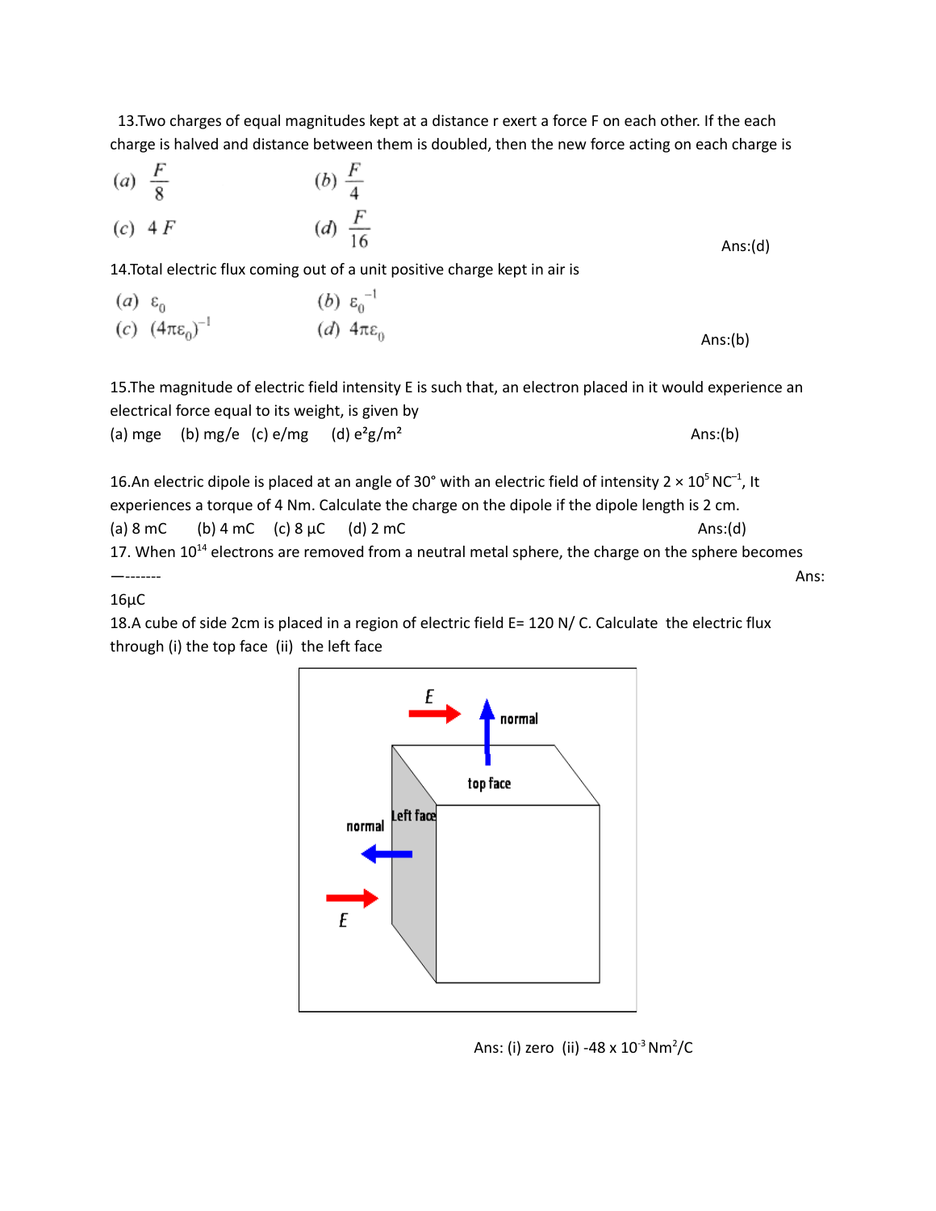13.Two charges of equal magnitudes kept at a distance r exert a force F on each other. If the each charge is halved and distance between them is doubled, then the new force acting on each charge is

(a) $\frac{F}{8}$ (b) $\frac{F}{4}$

(c) $4F$ (d) $\frac{F}{16}$

Ans:(d)

14.Total electric flux coming out of a unit positive charge kept in air is

(a) $\varepsilon_0$ (b) $\varepsilon_0^{-1}$

(c) $(4\pi\varepsilon_0)^{-1}$ (d) $4\pi\varepsilon_0$

Ans:(b)

15.The magnitude of electric field intensity E is such that, an electron placed in it would experience an electrical force equal to its weight, is given by

(a) mge (b) mg/e (c) e/mg (d) $e^2g/m^2$

Ans:(b)

16.An electric dipole is placed at an angle of 30° with an electric field of intensity $2 \times 10^5$ $NC^{-1}$, It experiences a torque of 4 Nm. Calculate the charge on the dipole if the dipole length is 2 cm.

(a) 8 mC (b) 4 mC (c) 8 µC (d) 2 mC

Ans:(d)

17. When $10^{14}$ electrons are removed from a neutral metal sphere, the charge on the sphere becomes —-------

Ans: 16µC

18.A cube of side 2cm is placed in a region of electric field E= 120 N/ C. Calculate the electric flux through (i) the top face (ii) the left face

Ans: (i) zero (ii) $-48 \times 10^{-3}$ $Nm^2/C$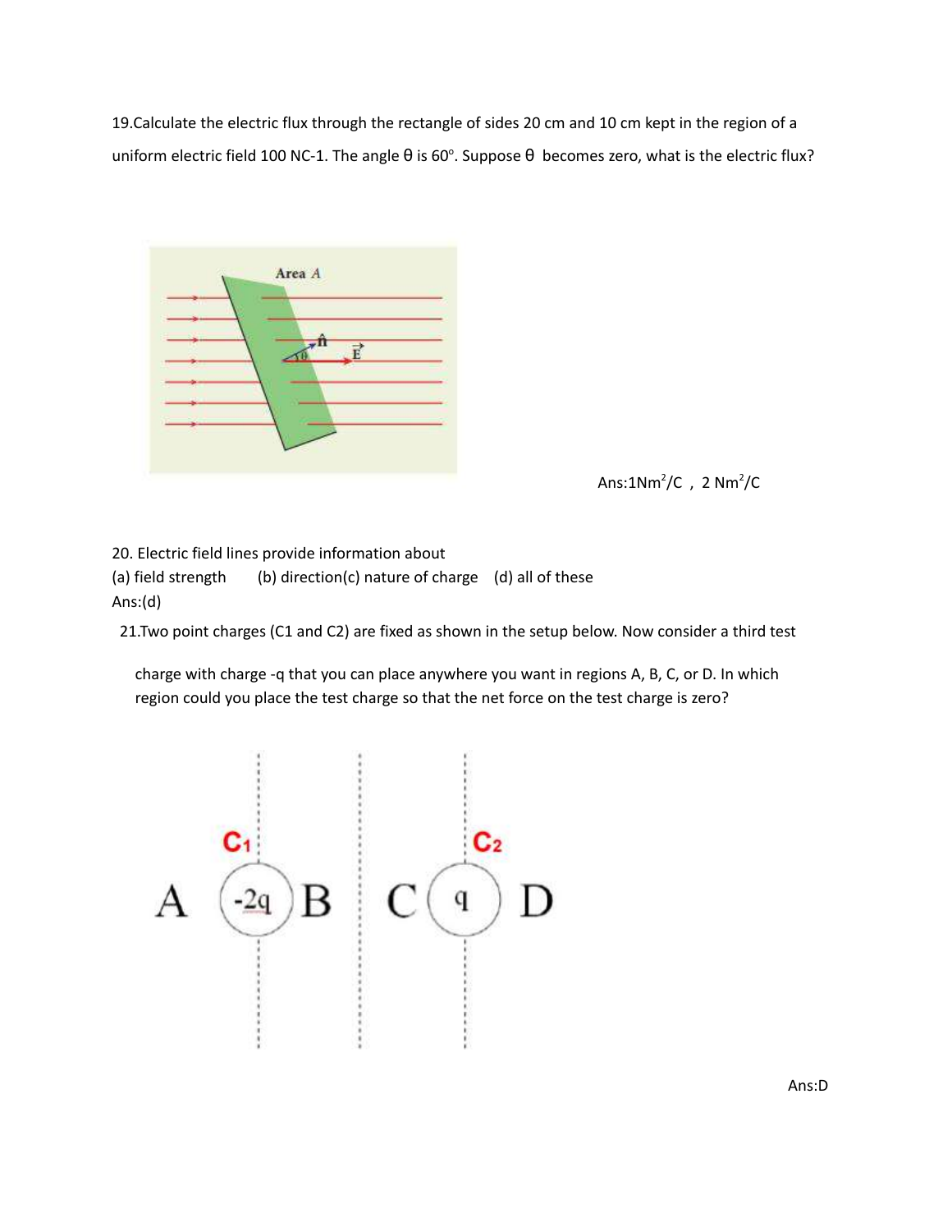19.Calculate the electric flux through the rectangle of sides 20 cm and 10 cm kept in the region of a uniform electric field 100 $NC^{-1}$. The angle θ is 60°. Suppose θ becomes zero, what is the electric flux?

Ans: $1 Nm^2/C$ , $2 Nm^2/C$

20. Electric field lines provide information about

(a) field strength (b) direction (c) nature of charge (d) all of these

Ans:(d)

21.Two point charges ($C_1$ and $C_2$) are fixed as shown in the setup below. Now consider a third test charge with charge -q that you can place anywhere you want in regions A, B, C, or D. In which region could you place the test charge so that the net force on the test charge is zero?

Ans:D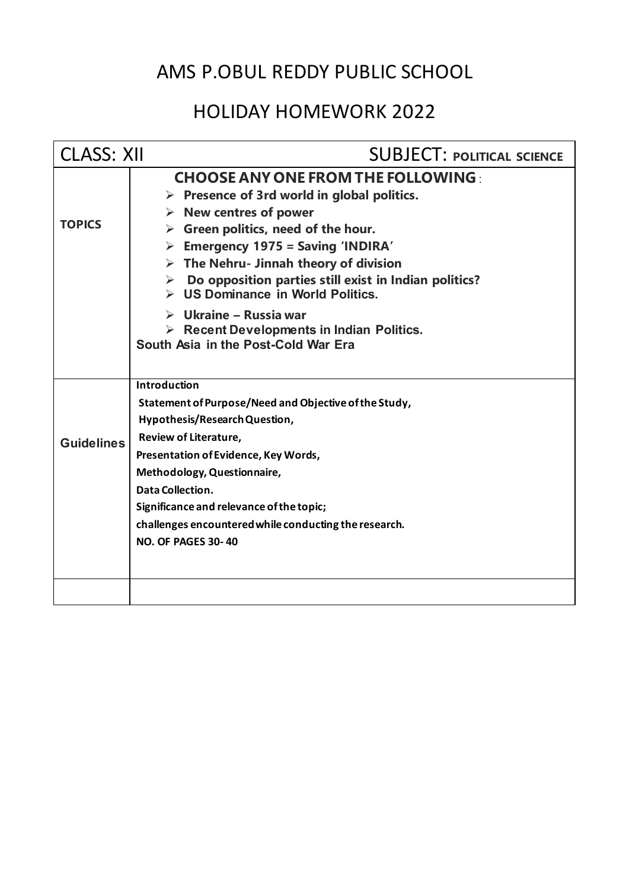# AMS P.OBUL REDDY PUBLIC SCHOOL

## HOLIDAY HOMEWORK 2022

| CLASS: XII | SUBJECT: **POLITICAL SCIENCE** |
| --- | --- |
| **TOPICS** | **CHOOSE ANY ONE FROM THE FOLLOWING** :<br>➢ **Presence of 3rd world in global politics.**<br>➢ **New centres of power**<br>➢ **Green politics, need of the hour.**<br>➢ **Emergency 1975 = Saving 'INDIRA'**<br>➢ **The Nehru- Jinnah theory of division**<br>➢ **Do opposition parties still exist in Indian politics?**<br>➢ **US Dominance in World Politics.**<br>➢ **Ukraine – Russia war**<br>➢ **Recent Developments in Indian Politics.**<br>**South Asia in the Post-Cold War Era** |
| **Guidelines** | **Introduction**<br>**Statement of Purpose/Need and Objective of the Study,**<br>**Hypothesis/Research Question,**<br>**Review of Literature,**<br>**Presentation of Evidence, Key Words,**<br>**Methodology, Questionnaire,**<br>**Data Collection.**<br>**Significance and relevance of the topic;**<br>**challenges encountered while conducting the research.**<br>**NO. OF PAGES 30- 40** |
| | |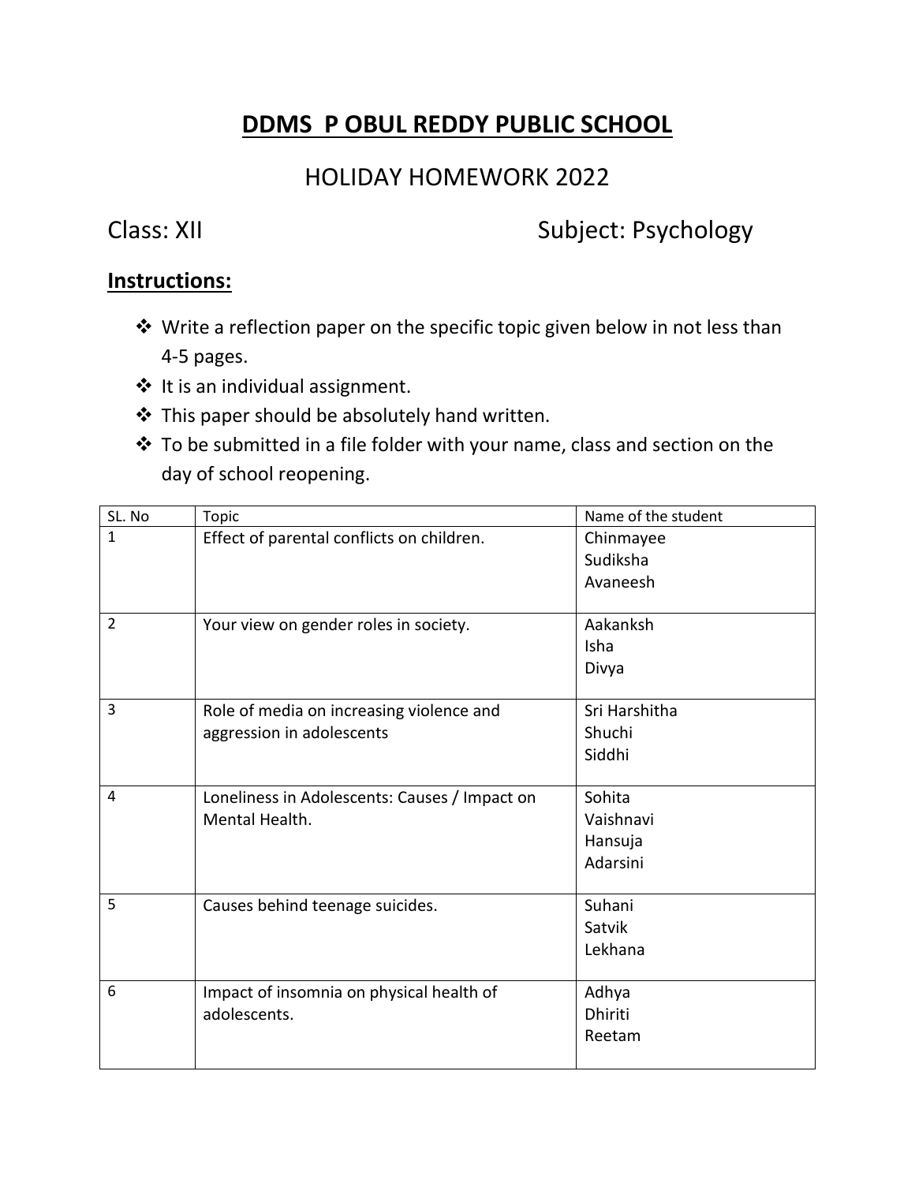# DDMS P OBUL REDDY PUBLIC SCHOOL

## HOLIDAY HOMEWORK 2022

Class: XII Subject: Psychology

**Instructions:**

- Write a reflection paper on the specific topic given below in not less than 4-5 pages.
- It is an individual assignment.
- This paper should be absolutely hand written.
- To be submitted in a file folder with your name, class and section on the day of school reopening.

| SL. No | Topic | Name of the student |
|---|---|---|
| 1 | Effect of parental conflicts on children. | Chinmayee<br>Sudiksha<br>Avaneesh |
| 2 | Your view on gender roles in society. | Aakanksh<br>Isha<br>Divya |
| 3 | Role of media on increasing violence and aggression in adolescents | Sri Harshitha<br>Shuchi<br>Siddhi |
| 4 | Loneliness in Adolescents: Causes / Impact on Mental Health. | Sohita<br>Vaishnavi<br>Hansuja<br>Adarsini |
| 5 | Causes behind teenage suicides. | Suhani<br>Satvik<br>Lekhana |
| 6 | Impact of insomnia on physical health of adolescents. | Adhya<br>Dhiriti<br>Reetam |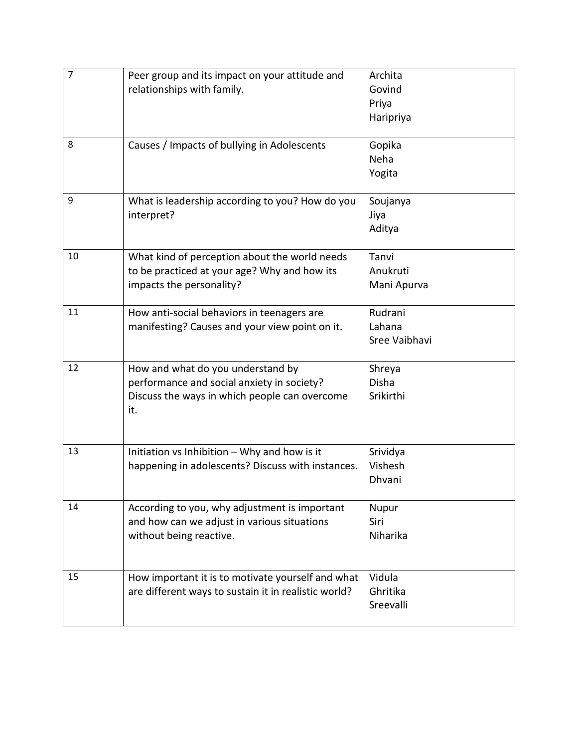| | | |
|---|---|---|
| 7 | Peer group and its impact on your attitude and relationships with family. | Archita<br>Govind<br>Priya<br>Haripriya |
| 8 | Causes / Impacts of bullying in Adolescents | Gopika<br>Neha<br>Yogita |
| 9 | What is leadership according to you? How do you interpret? | Soujanya<br>Jiya<br>Aditya |
| 10 | What kind of perception about the world needs to be practiced at your age? Why and how its impacts the personality? | Tanvi<br>Anukruti<br>Mani Apurva |
| 11 | How anti-social behaviors in teenagers are manifesting? Causes and your view point on it. | Rudrani<br>Lahana<br>Sree Vaibhavi |
| 12 | How and what do you understand by performance and social anxiety in society? Discuss the ways in which people can overcome it. | Shreya<br>Disha<br>Srikirthi |
| 13 | Initiation vs Inhibition – Why and how is it happening in adolescents? Discuss with instances. | Srividya<br>Vishesh<br>Dhvani |
| 14 | According to you, why adjustment is important and how can we adjust in various situations without being reactive. | Nupur<br>Siri<br>Niharika |
| 15 | How important it is to motivate yourself and what are different ways to sustain it in realistic world? | Vidula<br>Ghritika<br>Sreevalli |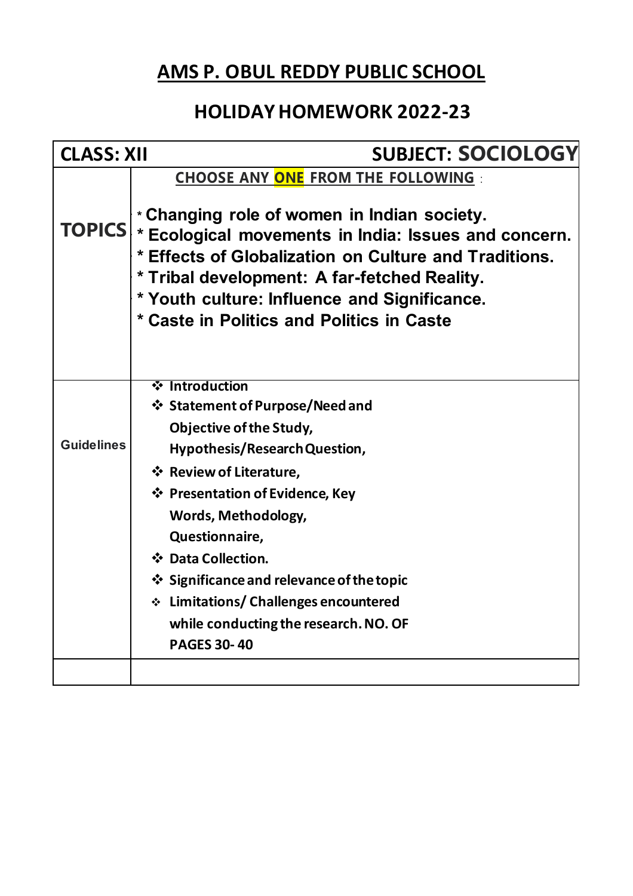# AMS P. OBUL REDDY PUBLIC SCHOOL

## HOLIDAY HOMEWORK 2022-23

| CLASS: XII | SUBJECT: SOCIOLOGY |
|---|---|
| TOPICS | **CHOOSE ANY ONE FROM THE FOLLOWING** :<br><br>* Changing role of women in Indian society.<br>* Ecological movements in India: Issues and concern.<br>* Effects of Globalization on Culture and Traditions.<br>* Tribal development: A far-fetched Reality.<br>* Youth culture: Influence and Significance.<br>* Caste in Politics and Politics in Caste |
| Guidelines | ❖ Introduction<br>❖ Statement of Purpose/Need and Objective of the Study, Hypothesis/Research Question,<br>❖ Review of Literature,<br>❖ Presentation of Evidence, Key Words, Methodology, Questionnaire,<br>❖ Data Collection.<br>❖ Significance and relevance of the topic<br>❖ Limitations/ Challenges encountered while conducting the research. NO. OF PAGES 30- 40 |
| | |